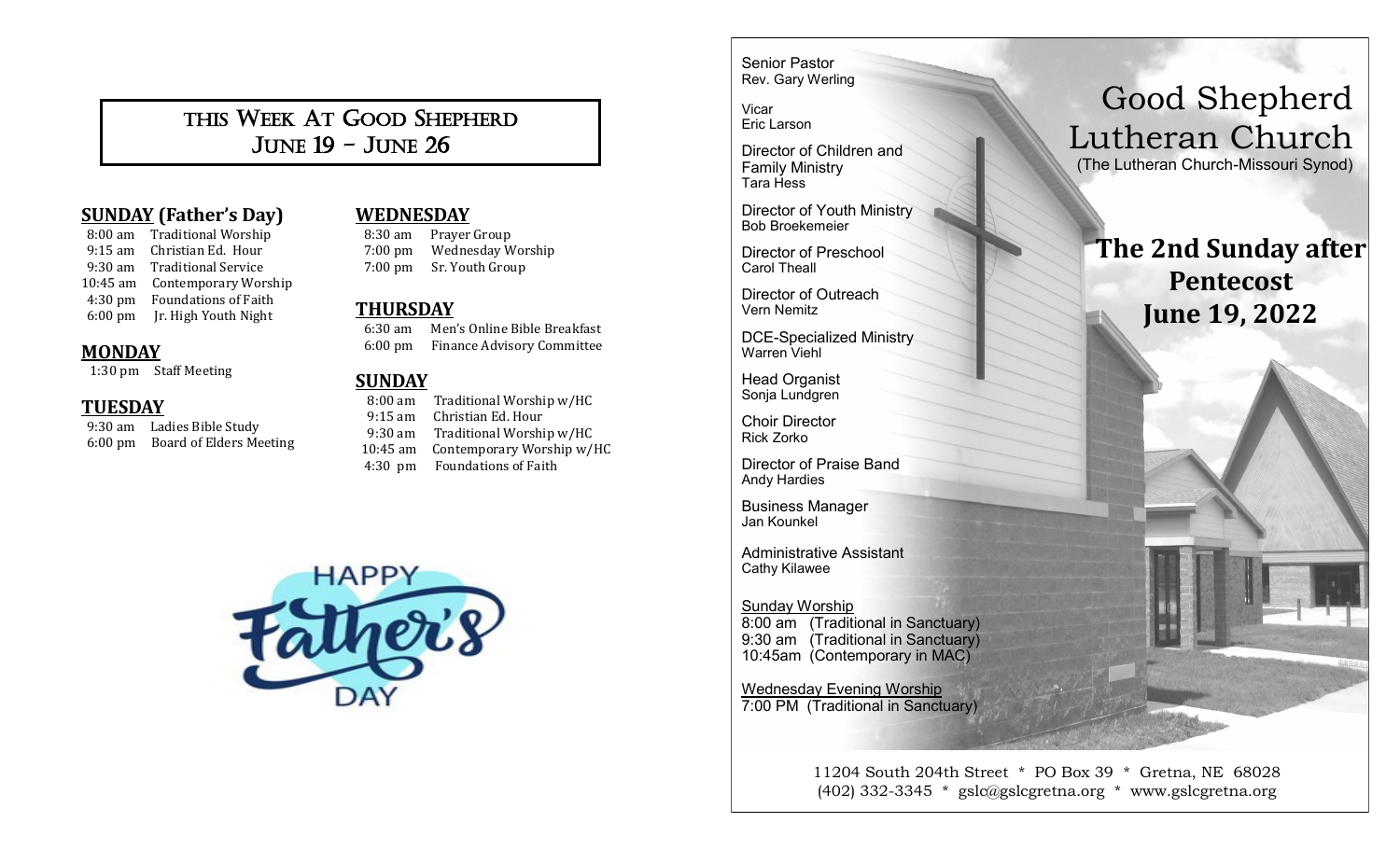# This Week At Good Shepherd
## June 19 – June 26

### SUNDAY (Father's Day)

8:00 am Traditional Worship
9:15 am Christian Ed. Hour
9:30 am Traditional Service
10:45 am Contemporary Worship
4:30 pm Foundations of Faith
6:00 pm Jr. High Youth Night

### MONDAY

1:30 pm Staff Meeting

### TUESDAY

9:30 am Ladies Bible Study
6:00 pm Board of Elders Meeting

### WEDNESDAY

8:30 am Prayer Group
7:00 pm Wednesday Worship
7:00 pm Sr. Youth Group

### THURSDAY

6:30 am Men's Online Bible Breakfast
6:00 pm Finance Advisory Committee

### SUNDAY

8:00 am Traditional Worship w/HC
9:15 am Christian Ed. Hour
9:30 am Traditional Worship w/HC
10:45 am Contemporary Worship w/HC
4:30 pm Foundations of Faith

HAPPY Father's DAY

Senior Pastor
Rev. Gary Werling

Vicar
Eric Larson

Director of Children and Family Ministry
Tara Hess

Director of Youth Ministry
Bob Broekemeier

Director of Preschool
Carol Theall

Director of Outreach
Vern Nemitz

DCE-Specialized Ministry
Warren Viehl

Head Organist
Sonja Lundgren

Choir Director
Rick Zorko

Director of Praise Band
Andy Hardies

Business Manager
Jan Kounkel

Administrative Assistant
Cathy Kilawee

Sunday Worship
8:00 am (Traditional in Sanctuary)
9:30 am (Traditional in Sanctuary)
10:45am (Contemporary in MAC)

Wednesday Evening Worship
7:00 PM (Traditional in Sanctuary)

# Good Shepherd Lutheran Church

(The Lutheran Church-Missouri Synod)

## The 2nd Sunday after Pentecost
## June 19, 2022

11204 South 204th Street * PO Box 39 * Gretna, NE 68028
(402) 332-3345 * gslc@gslcgretna.org * www.gslcgretna.org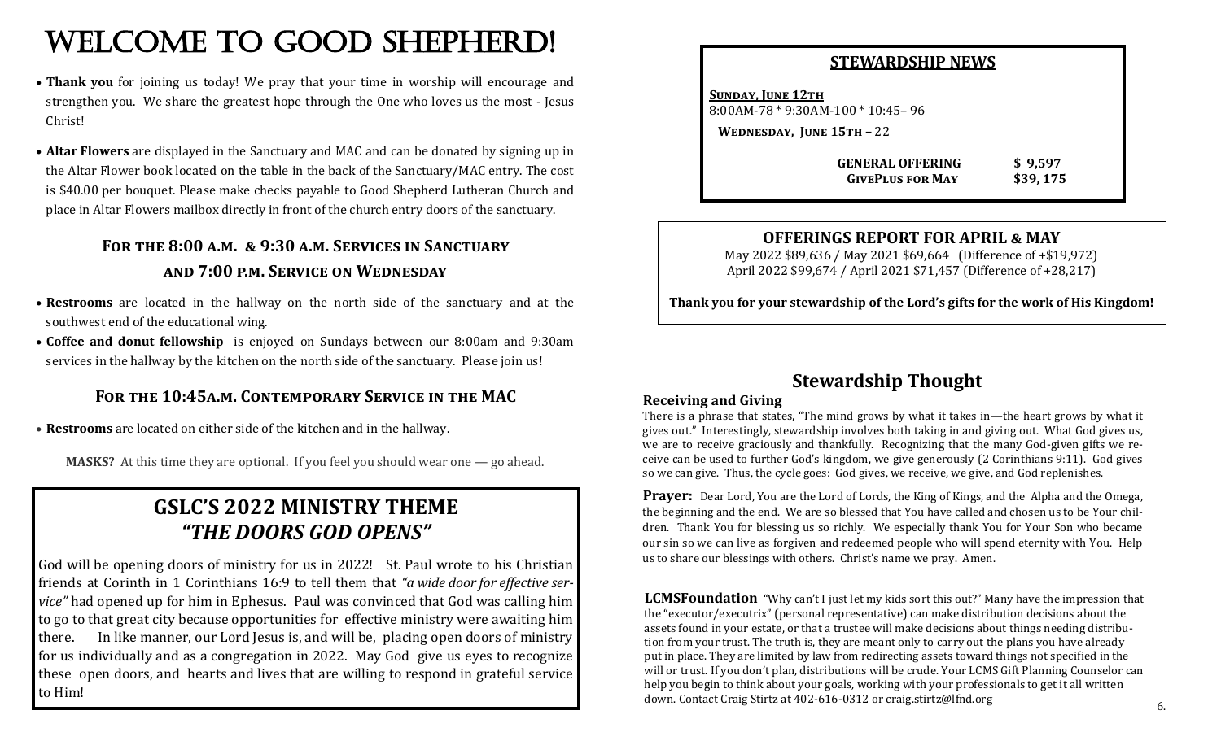# WELCOME TO GOOD SHEPHERD!

- **Thank you** for joining us today! We pray that your time in worship will encourage and strengthen you. We share the greatest hope through the One who loves us the most - Jesus Christ!
- **Altar Flowers** are displayed in the Sanctuary and MAC and can be donated by signing up in the Altar Flower book located on the table in the back of the Sanctuary/MAC entry. The cost is $40.00 per bouquet. Please make checks payable to Good Shepherd Lutheran Church and place in Altar Flowers mailbox directly in front of the church entry doors of the sanctuary.

### For the 8:00 a.m. & 9:30 a.m. Services in Sanctuary and 7:00 p.m. Service on Wednesday

- **Restrooms** are located in the hallway on the north side of the sanctuary and at the southwest end of the educational wing.
- **Coffee and donut fellowship** is enjoyed on Sundays between our 8:00am and 9:30am services in the hallway by the kitchen on the north side of the sanctuary. Please join us!

### For the 10:45a.m. Contemporary Service in the MAC

- **Restrooms** are located on either side of the kitchen and in the hallway.

**MASKS?** At this time they are optional. If you feel you should wear one — go ahead.

## GSLC'S 2022 MINISTRY THEME
## *"THE DOORS GOD OPENS"*

God will be opening doors of ministry for us in 2022! St. Paul wrote to his Christian friends at Corinth in 1 Corinthians 16:9 to tell them that *"a wide door for effective service"* had opened up for him in Ephesus. Paul was convinced that God was calling him to go to that great city because opportunities for effective ministry were awaiting him there. In like manner, our Lord Jesus is, and will be, placing open doors of ministry for us individually and as a congregation in 2022. May God give us eyes to recognize these open doors, and hearts and lives that are willing to respond in grateful service to Him!

## STEWARDSHIP NEWS

**Sunday, June 12th**
8:00AM-78 * 9:30AM-100 * 10:45– 96

**Wednesday, June 15th –** 22

| | |
|---|---|
| **GENERAL OFFERING** | **$ 9,597** |
| **GIVEPLUS FOR MAY** | **$39, 175** |

## OFFERINGS REPORT FOR APRIL & MAY

May 2022 $89,636 / May 2021 $69,664 (Difference of +$19,972)
April 2022 $99,674 / April 2021 $71,457 (Difference of +28,217)

**Thank you for your stewardship of the Lord's gifts for the work of His Kingdom!**

## Stewardship Thought

**Receiving and Giving**

There is a phrase that states, "The mind grows by what it takes in—the heart grows by what it gives out." Interestingly, stewardship involves both taking in and giving out. What God gives us, we are to receive graciously and thankfully. Recognizing that the many God-given gifts we receive can be used to further God's kingdom, we give generously (2 Corinthians 9:11). God gives so we can give. Thus, the cycle goes: God gives, we receive, we give, and God replenishes.

**Prayer:** Dear Lord, You are the Lord of Lords, the King of Kings, and the Alpha and the Omega, the beginning and the end. We are so blessed that You have called and chosen us to be Your children. Thank You for blessing us so richly. We especially thank You for Your Son who became our sin so we can live as forgiven and redeemed people who will spend eternity with You. Help us to share our blessings with others. Christ's name we pray. Amen.

**LCMSFoundation** "Why can't I just let my kids sort this out?" Many have the impression that the "executor/executrix" (personal representative) can make distribution decisions about the assets found in your estate, or that a trustee will make decisions about things needing distribution from your trust. The truth is, they are meant only to carry out the plans you have already put in place. They are limited by law from redirecting assets toward things not specified in the will or trust. If you don't plan, distributions will be crude. Your LCMS Gift Planning Counselor can help you begin to think about your goals, working with your professionals to get it all written down. Contact Craig Stirtz at 402-616-0312 or craig.stirtz@lfnd.org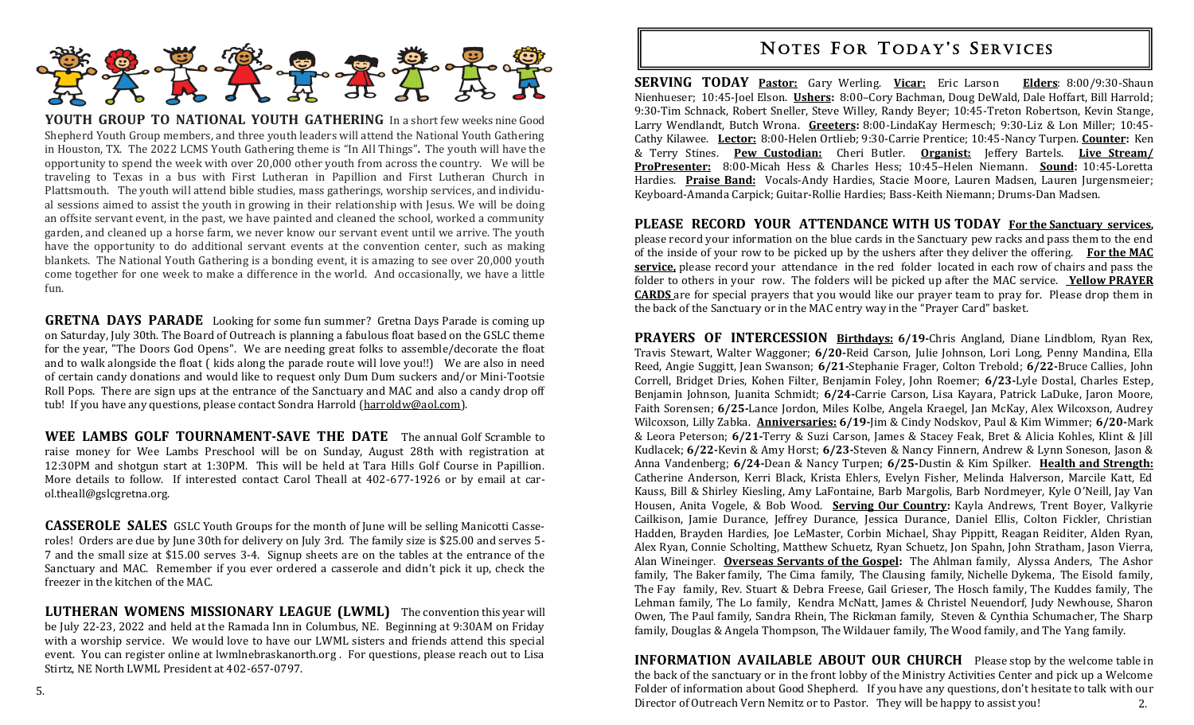**YOUTH GROUP TO NATIONAL YOUTH GATHERING** In a short few weeks nine Good Shepherd Youth Group members, and three youth leaders will attend the National Youth Gathering in Houston, TX. The 2022 LCMS Youth Gathering theme is "In All Things". The youth will have the opportunity to spend the week with over 20,000 other youth from across the country. We will be traveling to Texas in a bus with First Lutheran in Papillion and First Lutheran Church in Plattsmouth. The youth will attend bible studies, mass gatherings, worship services, and individual sessions aimed to assist the youth in growing in their relationship with Jesus. We will be doing an offsite servant event, in the past, we have painted and cleaned the school, worked a community garden, and cleaned up a horse farm, we never know our servant event until we arrive. The youth have the opportunity to do additional servant events at the convention center, such as making blankets. The National Youth Gathering is a bonding event, it is amazing to see over 20,000 youth come together for one week to make a difference in the world. And occasionally, we have a little fun.

**GRETNA DAYS PARADE** Looking for some fun summer? Gretna Days Parade is coming up on Saturday, July 30th. The Board of Outreach is planning a fabulous float based on the GSLC theme for the year, "The Doors God Opens". We are needing great folks to assemble/decorate the float and to walk alongside the float ( kids along the parade route will love you!!) We are also in need of certain candy donations and would like to request only Dum Dum suckers and/or Mini-Tootsie Roll Pops. There are sign ups at the entrance of the Sanctuary and MAC and also a candy drop off tub! If you have any questions, please contact Sondra Harrold (harroldw@aol.com).

**WEE LAMBS GOLF TOURNAMENT-SAVE THE DATE** The annual Golf Scramble to raise money for Wee Lambs Preschool will be on Sunday, August 28th with registration at 12:30PM and shotgun start at 1:30PM. This will be held at Tara Hills Golf Course in Papillion. More details to follow. If interested contact Carol Theall at 402-677-1926 or by email at carol.theall@gslcgretna.org.

**CASSEROLE SALES** GSLC Youth Groups for the month of June will be selling Manicotti Casseroles! Orders are due by June 30th for delivery on July 3rd. The family size is $25.00 and serves 5-7 and the small size at $15.00 serves 3-4. Signup sheets are on the tables at the entrance of the Sanctuary and MAC. Remember if you ever ordered a casserole and didn't pick it up, check the freezer in the kitchen of the MAC.

**LUTHERAN WOMENS MISSIONARY LEAGUE (LWML)** The convention this year will be July 22-23, 2022 and held at the Ramada Inn in Columbus, NE. Beginning at 9:30AM on Friday with a worship service. We would love to have our LWML sisters and friends attend this special event. You can register online at lwmlnebraskanorth.org . For questions, please reach out to Lisa Stirtz, NE North LWML President at 402-657-0797.

# NOTES FOR TODAY'S SERVICES

**SERVING TODAY** **Pastor:** Gary Werling. **Vicar:** Eric Larson **Elders**: 8:00/9:30-Shaun Nienhueser; 10:45-Joel Elson. **Ushers:** 8:00–Cory Bachman, Doug DeWald, Dale Hoffart, Bill Harrold; 9:30-Tim Schnack, Robert Sneller, Steve Willey, Randy Beyer; 10:45-Treton Robertson, Kevin Stange, Larry Wendlandt, Butch Wrona. **Greeters:** 8:00-LindaKay Hermesch; 9:30-Liz & Lon Miller; 10:45-Cathy Kilawee. **Lector:** 8:00-Helen Ortlieb; 9:30-Carrie Prentice; 10:45-Nancy Turpen. **Counter:** Ken & Terry Stines. **Pew Custodian:** Cheri Butler. **Organist:** Jeffery Bartels. **Live Stream/ ProPresenter:** 8:00-Micah Hess & Charles Hess; 10:45–Helen Niemann. **Sound:** 10:45-Loretta Hardies. **Praise Band:** Vocals-Andy Hardies, Stacie Moore, Lauren Madsen, Lauren Jurgensmeier; Keyboard-Amanda Carpick; Guitar-Rollie Hardies; Bass-Keith Niemann; Drums-Dan Madsen.

**PLEASE RECORD YOUR ATTENDANCE WITH US TODAY** **For the Sanctuary services,** please record your information on the blue cards in the Sanctuary pew racks and pass them to the end of the inside of your row to be picked up by the ushers after they deliver the offering. **For the MAC service,** please record your attendance in the red folder located in each row of chairs and pass the folder to others in your row. The folders will be picked up after the MAC service. **Yellow PRAYER CARDS** are for special prayers that you would like our prayer team to pray for. Please drop them in the back of the Sanctuary or in the MAC entry way in the "Prayer Card" basket.

**PRAYERS OF INTERCESSION** **Birthdays:** **6/19-**Chris Angland, Diane Lindblom, Ryan Rex, Travis Stewart, Walter Waggoner; **6/20-**Reid Carson, Julie Johnson, Lori Long, Penny Mandina, Ella Reed, Angie Suggitt, Jean Swanson; **6/21-**Stephanie Frager, Colton Trebold; **6/22-**Bruce Callies, John Correll, Bridget Dries, Kohen Filter, Benjamin Foley, John Roemer; **6/23-**Lyle Dostal, Charles Estep, Benjamin Johnson, Juanita Schmidt; **6/24-**Carrie Carson, Lisa Kayara, Patrick LaDuke, Jaron Moore, Faith Sorensen; **6/25-**Lance Jordon, Miles Kolbe, Angela Kraegel, Jan McKay, Alex Wilcoxson, Audrey Wilcoxson, Lilly Zabka. **Anniversaries:** **6/19-**Jim & Cindy Nodskov, Paul & Kim Wimmer; **6/20-**Mark & Leora Peterson; **6/21-**Terry & Suzi Carson, James & Stacey Feak, Bret & Alicia Kohles, Klint & Jill Kudlacek; **6/22-**Kevin & Amy Horst; **6/23-**Steven & Nancy Finnern, Andrew & Lynn Soneson, Jason & Anna Vandenberg; **6/24-**Dean & Nancy Turpen; **6/25-**Dustin & Kim Spilker. **Health and Strength:** Catherine Anderson, Kerri Black, Krista Ehlers, Evelyn Fisher, Melinda Halverson, Marcile Katt, Ed Kauss, Bill & Shirley Kiesling, Amy LaFontaine, Barb Margolis, Barb Nordmeyer, Kyle O'Neill, Jay Van Housen, Anita Vogele, & Bob Wood. **Serving Our Country:** Kayla Andrews, Trent Boyer, Valkyrie Cailkison, Jamie Durance, Jeffrey Durance, Jessica Durance, Daniel Ellis, Colton Fickler, Christian Hadden, Brayden Hardies, Joe LeMaster, Corbin Michael, Shay Pippitt, Reagan Reiditer, Alden Ryan, Alex Ryan, Connie Scholting, Matthew Schuetz, Ryan Schuetz, Jon Spahn, John Stratham, Jason Vierra, Alan Wineinger. **Overseas Servants of the Gospel:** The Ahlman family, Alyssa Anders, The Ashor family, The Baker family, The Cima family, The Clausing family, Nichelle Dykema, The Eisold family, The Fay family, Rev. Stuart & Debra Freese, Gail Grieser, The Hosch family, The Kuddes family, The Lehman family, The Lo family, Kendra McNatt, James & Christel Neuendorf, Judy Newhouse, Sharon Owen, The Paul family, Sandra Rhein, The Rickman family, Steven & Cynthia Schumacher, The Sharp family, Douglas & Angela Thompson, The Wildauer family, The Wood family, and The Yang family.

**INFORMATION AVAILABLE ABOUT OUR CHURCH** Please stop by the welcome table in the back of the sanctuary or in the front lobby of the Ministry Activities Center and pick up a Welcome Folder of information about Good Shepherd. If you have any questions, don't hesitate to talk with our Director of Outreach Vern Nemitz or to Pastor. They will be happy to assist you!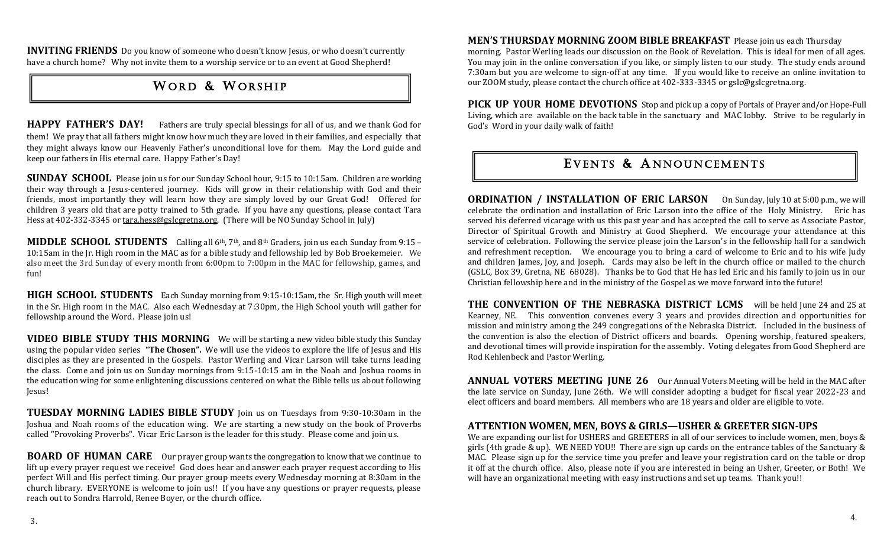**INVITING FRIENDS** Do you know of someone who doesn't know Jesus, or who doesn't currently have a church home? Why not invite them to a worship service or to an event at Good Shepherd!

## Word & Worship

**HAPPY FATHER'S DAY!** Fathers are truly special blessings for all of us, and we thank God for them! We pray that all fathers might know how much they are loved in their families, and especially that they might always know our Heavenly Father's unconditional love for them. May the Lord guide and keep our fathers in His eternal care. Happy Father's Day!

**SUNDAY SCHOOL** Please join us for our Sunday School hour, 9:15 to 10:15am. Children are working their way through a Jesus-centered journey. Kids will grow in their relationship with God and their friends, most importantly they will learn how they are simply loved by our Great God! Offered for children 3 years old that are potty trained to 5th grade. If you have any questions, please contact Tara Hess at 402-332-3345 or tara.hess@gslcgretna.org. (There will be NO Sunday School in July)

**MIDDLE SCHOOL STUDENTS** Calling all 6th, 7th, and 8th Graders, join us each Sunday from 9:15 – 10:15am in the Jr. High room in the MAC as for a bible study and fellowship led by Bob Broekemeier. We also meet the 3rd Sunday of every month from 6:00pm to 7:00pm in the MAC for fellowship, games, and fun!

**HIGH SCHOOL STUDENTS** Each Sunday morning from 9:15-10:15am, the Sr. High youth will meet in the Sr. High room in the MAC. Also each Wednesday at 7:30pm, the High School youth will gather for fellowship around the Word. Please join us!

**VIDEO BIBLE STUDY THIS MORNING** We will be starting a new video bible study this Sunday using the popular video series **"The Chosen".** We will use the videos to explore the life of Jesus and His disciples as they are presented in the Gospels. Pastor Werling and Vicar Larson will take turns leading the class. Come and join us on Sunday mornings from 9:15-10:15 am in the Noah and Joshua rooms in the education wing for some enlightening discussions centered on what the Bible tells us about following Jesus!

**TUESDAY MORNING LADIES BIBLE STUDY** Join us on Tuesdays from 9:30-10:30am in the Joshua and Noah rooms of the education wing. We are starting a new study on the book of Proverbs called "Provoking Proverbs". Vicar Eric Larson is the leader for this study. Please come and join us.

**BOARD OF HUMAN CARE** Our prayer group wants the congregation to know that we continue to lift up every prayer request we receive! God does hear and answer each prayer request according to His perfect Will and His perfect timing. Our prayer group meets every Wednesday morning at 8:30am in the church library. EVERYONE is welcome to join us!! If you have any questions or prayer requests, please reach out to Sondra Harrold, Renee Boyer, or the church office.

**MEN'S THURSDAY MORNING ZOOM BIBLE BREAKFAST** Please join us each Thursday morning. Pastor Werling leads our discussion on the Book of Revelation. This is ideal for men of all ages. You may join in the online conversation if you like, or simply listen to our study. The study ends around 7:30am but you are welcome to sign-off at any time. If you would like to receive an online invitation to our ZOOM study, please contact the church office at 402-333-3345 or gslc@gslcgretna.org.

**PICK UP YOUR HOME DEVOTIONS** Stop and pick up a copy of Portals of Prayer and/or Hope-Full Living, which are available on the back table in the sanctuary and MAC lobby. Strive to be regularly in God's Word in your daily walk of faith!

## Events & Announcements

**ORDINATION / INSTALLATION OF ERIC LARSON** On Sunday, July 10 at 5:00 p.m., we will celebrate the ordination and installation of Eric Larson into the office of the Holy Ministry. Eric has served his deferred vicarage with us this past year and has accepted the call to serve as Associate Pastor, Director of Spiritual Growth and Ministry at Good Shepherd. We encourage your attendance at this service of celebration. Following the service please join the Larson's in the fellowship hall for a sandwich and refreshment reception. We encourage you to bring a card of welcome to Eric and to his wife Judy and children James, Joy, and Joseph. Cards may also be left in the church office or mailed to the church (GSLC, Box 39, Gretna, NE 68028). Thanks be to God that He has led Eric and his family to join us in our Christian fellowship here and in the ministry of the Gospel as we move forward into the future!

**THE CONVENTION OF THE NEBRASKA DISTRICT LCMS** will be held June 24 and 25 at Kearney, NE. This convention convenes every 3 years and provides direction and opportunities for mission and ministry among the 249 congregations of the Nebraska District. Included in the business of the convention is also the election of District officers and boards. Opening worship, featured speakers, and devotional times will provide inspiration for the assembly. Voting delegates from Good Shepherd are Rod Kehlenbeck and Pastor Werling.

**ANNUAL VOTERS MEETING JUNE 26** Our Annual Voters Meeting will be held in the MAC after the late service on Sunday, June 26th. We will consider adopting a budget for fiscal year 2022-23 and elect officers and board members. All members who are 18 years and older are eligible to vote.

**ATTENTION WOMEN, MEN, BOYS & GIRLS—USHER & GREETER SIGN-UPS**
We are expanding our list for USHERS and GREETERS in all of our services to include women, men, boys & girls (4th grade & up). WE NEED YOU!! There are sign up cards on the entrance tables of the Sanctuary & MAC. Please sign up for the service time you prefer and leave your registration card on the table or drop it off at the church office. Also, please note if you are interested in being an Usher, Greeter, or Both! We will have an organizational meeting with easy instructions and set up teams. Thank you!!